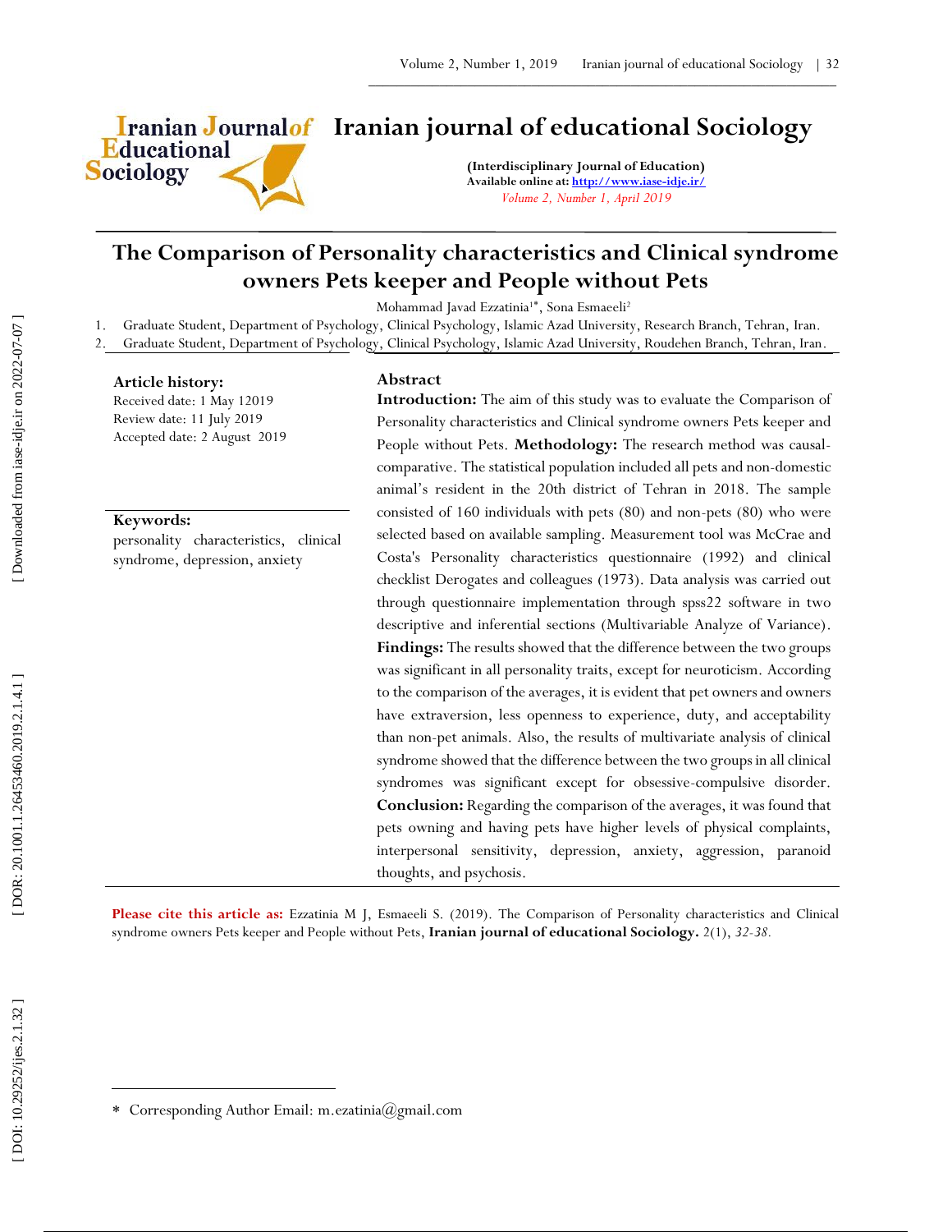# Iranian journal of educational Sociology

**(Interdisciplinary Journal of Education)**
**Available online at: http://www.iase-idje.ir/**
*Volume 2, Number 1, April 2019*

## The Comparison of Personality characteristics and Clinical syndrome owners Pets keeper and People without Pets

Mohammad Javad Ezzatinia[1*], Sona Esmaeeli[2]

1. Graduate Student, Department of Psychology, Clinical Psychology, Islamic Azad University, Research Branch, Tehran, Iran.
2. Graduate Student, Department of Psychology, Clinical Psychology, Islamic Azad University, Roudehen Branch, Tehran, Iran.

**Article history:**
Received date: 1 May 12019
Review date: 11 July 2019
Accepted date: 2 August 2019

**Keywords:**
personality characteristics, clinical syndrome, depression, anxiety

### Abstract

**Introduction:** The aim of this study was to evaluate the Comparison of Personality characteristics and Clinical syndrome owners Pets keeper and People without Pets. **Methodology:** The research method was causal-comparative. The statistical population included all pets and non-domestic animal's resident in the 20th district of Tehran in 2018. The sample consisted of 160 individuals with pets (80) and non-pets (80) who were selected based on available sampling. Measurement tool was McCrae and Costa's Personality characteristics questionnaire (1992) and clinical checklist Derogates and colleagues (1973). Data analysis was carried out through questionnaire implementation through spss22 software in two descriptive and inferential sections (Multivariable Analyze of Variance). **Findings:** The results showed that the difference between the two groups was significant in all personality traits, except for neuroticism. According to the comparison of the averages, it is evident that pet owners and owners have extraversion, less openness to experience, duty, and acceptability than non-pet animals. Also, the results of multivariate analysis of clinical syndrome showed that the difference between the two groups in all clinical syndromes was significant except for obsessive-compulsive disorder. **Conclusion:** Regarding the comparison of the averages, it was found that pets owning and having pets have higher levels of physical complaints, interpersonal sensitivity, depression, anxiety, aggression, paranoid thoughts, and psychosis.

**Please cite this article as:** Ezzatinia M J, Esmaeeli S. (2019). The Comparison of Personality characteristics and Clinical syndrome owners Pets keeper and People without Pets, **Iranian journal of educational Sociology.** 2(1), *32-38.*

---

* Corresponding Author Email: m.ezatinia@gmail.com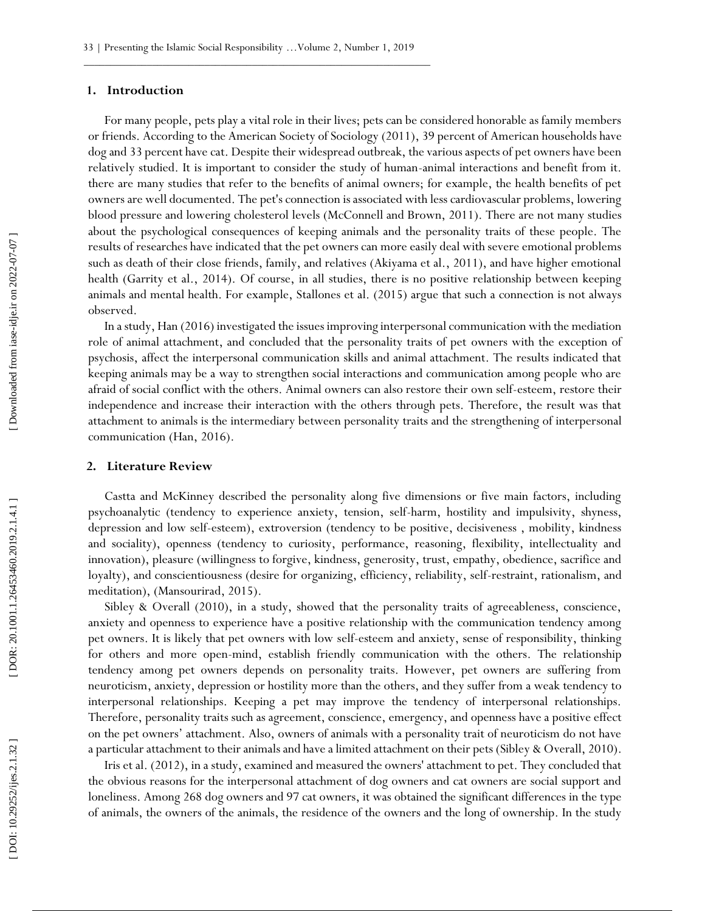## 1. Introduction

For many people, pets play a vital role in their lives; pets can be considered honorable as family members or friends. According to the American Society of Sociology (2011), 39 percent of American households have dog and 33 percent have cat. Despite their widespread outbreak, the various aspects of pet owners have been relatively studied. It is important to consider the study of human-animal interactions and benefit from it. there are many studies that refer to the benefits of animal owners; for example, the health benefits of pet owners are well documented. The pet's connection is associated with less cardiovascular problems, lowering blood pressure and lowering cholesterol levels (McConnell and Brown, 2011). There are not many studies about the psychological consequences of keeping animals and the personality traits of these people. The results of researches have indicated that the pet owners can more easily deal with severe emotional problems such as death of their close friends, family, and relatives (Akiyama et al., 2011), and have higher emotional health (Garrity et al., 2014). Of course, in all studies, there is no positive relationship between keeping animals and mental health. For example, Stallones et al. (2015) argue that such a connection is not always observed.

In a study, Han (2016) investigated the issues improving interpersonal communication with the mediation role of animal attachment, and concluded that the personality traits of pet owners with the exception of psychosis, affect the interpersonal communication skills and animal attachment. The results indicated that keeping animals may be a way to strengthen social interactions and communication among people who are afraid of social conflict with the others. Animal owners can also restore their own self-esteem, restore their independence and increase their interaction with the others through pets. Therefore, the result was that attachment to animals is the intermediary between personality traits and the strengthening of interpersonal communication (Han, 2016).

## 2. Literature Review

Castta and McKinney described the personality along five dimensions or five main factors, including psychoanalytic (tendency to experience anxiety, tension, self-harm, hostility and impulsivity, shyness, depression and low self-esteem), extroversion (tendency to be positive, decisiveness , mobility, kindness and sociality), openness (tendency to curiosity, performance, reasoning, flexibility, intellectuality and innovation), pleasure (willingness to forgive, kindness, generosity, trust, empathy, obedience, sacrifice and loyalty), and conscientiousness (desire for organizing, efficiency, reliability, self-restraint, rationalism, and meditation), (Mansourirad, 2015).

Sibley & Overall (2010), in a study, showed that the personality traits of agreeableness, conscience, anxiety and openness to experience have a positive relationship with the communication tendency among pet owners. It is likely that pet owners with low self-esteem and anxiety, sense of responsibility, thinking for others and more open-mind, establish friendly communication with the others. The relationship tendency among pet owners depends on personality traits. However, pet owners are suffering from neuroticism, anxiety, depression or hostility more than the others, and they suffer from a weak tendency to interpersonal relationships. Keeping a pet may improve the tendency of interpersonal relationships. Therefore, personality traits such as agreement, conscience, emergency, and openness have a positive effect on the pet owners' attachment. Also, owners of animals with a personality trait of neuroticism do not have a particular attachment to their animals and have a limited attachment on their pets (Sibley & Overall, 2010).

Iris et al. (2012), in a study, examined and measured the owners' attachment to pet. They concluded that the obvious reasons for the interpersonal attachment of dog owners and cat owners are social support and loneliness. Among 268 dog owners and 97 cat owners, it was obtained the significant differences in the type of animals, the owners of the animals, the residence of the owners and the long of ownership. In the study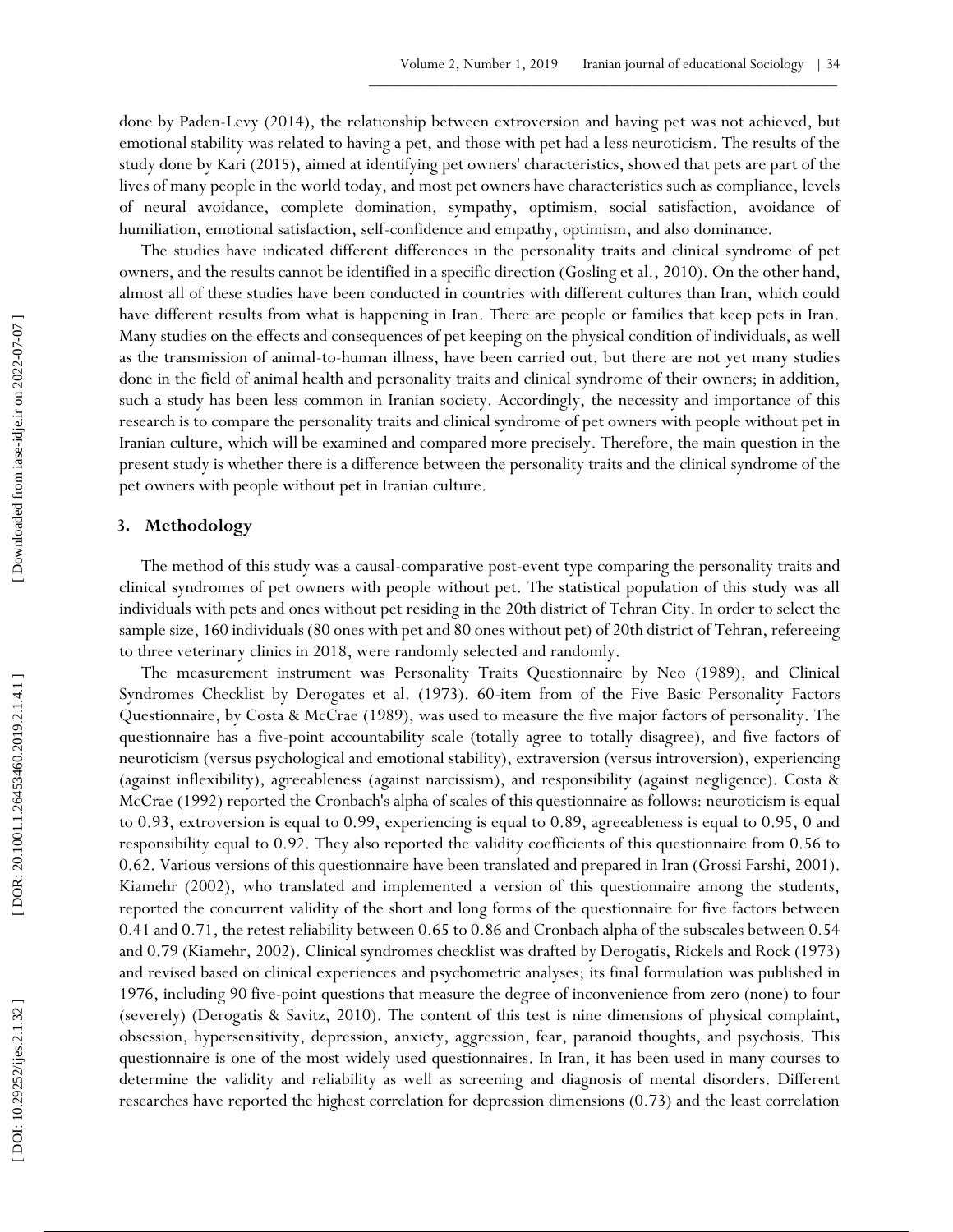done by Paden-Levy (2014), the relationship between extroversion and having pet was not achieved, but emotional stability was related to having a pet, and those with pet had a less neuroticism. The results of the study done by Kari (2015), aimed at identifying pet owners' characteristics, showed that pets are part of the lives of many people in the world today, and most pet owners have characteristics such as compliance, levels of neural avoidance, complete domination, sympathy, optimism, social satisfaction, avoidance of humiliation, emotional satisfaction, self-confidence and empathy, optimism, and also dominance.

The studies have indicated different differences in the personality traits and clinical syndrome of pet owners, and the results cannot be identified in a specific direction (Gosling et al., 2010). On the other hand, almost all of these studies have been conducted in countries with different cultures than Iran, which could have different results from what is happening in Iran. There are people or families that keep pets in Iran. Many studies on the effects and consequences of pet keeping on the physical condition of individuals, as well as the transmission of animal-to-human illness, have been carried out, but there are not yet many studies done in the field of animal health and personality traits and clinical syndrome of their owners; in addition, such a study has been less common in Iranian society. Accordingly, the necessity and importance of this research is to compare the personality traits and clinical syndrome of pet owners with people without pet in Iranian culture, which will be examined and compared more precisely. Therefore, the main question in the present study is whether there is a difference between the personality traits and the clinical syndrome of the pet owners with people without pet in Iranian culture.

## 3. Methodology

The method of this study was a causal-comparative post-event type comparing the personality traits and clinical syndromes of pet owners with people without pet. The statistical population of this study was all individuals with pets and ones without pet residing in the 20th district of Tehran City. In order to select the sample size, 160 individuals (80 ones with pet and 80 ones without pet) of 20th district of Tehran, refereeing to three veterinary clinics in 2018, were randomly selected and randomly.

The measurement instrument was Personality Traits Questionnaire by Neo (1989), and Clinical Syndromes Checklist by Derogates et al. (1973). 60-item from of the Five Basic Personality Factors Questionnaire, by Costa & McCrae (1989), was used to measure the five major factors of personality. The questionnaire has a five-point accountability scale (totally agree to totally disagree), and five factors of neuroticism (versus psychological and emotional stability), extraversion (versus introversion), experiencing (against inflexibility), agreeableness (against narcissism), and responsibility (against negligence). Costa & McCrae (1992) reported the Cronbach's alpha of scales of this questionnaire as follows: neuroticism is equal to 0.93, extroversion is equal to 0.99, experiencing is equal to 0.89, agreeableness is equal to 0.95, 0 and responsibility equal to 0.92. They also reported the validity coefficients of this questionnaire from 0.56 to 0.62. Various versions of this questionnaire have been translated and prepared in Iran (Grossi Farshi, 2001). Kiamehr (2002), who translated and implemented a version of this questionnaire among the students, reported the concurrent validity of the short and long forms of the questionnaire for five factors between 0.41 and 0.71, the retest reliability between 0.65 to 0.86 and Cronbach alpha of the subscales between 0.54 and 0.79 (Kiamehr, 2002). Clinical syndromes checklist was drafted by Derogatis, Rickels and Rock (1973) and revised based on clinical experiences and psychometric analyses; its final formulation was published in 1976, including 90 five-point questions that measure the degree of inconvenience from zero (none) to four (severely) (Derogatis & Savitz, 2010). The content of this test is nine dimensions of physical complaint, obsession, hypersensitivity, depression, anxiety, aggression, fear, paranoid thoughts, and psychosis. This questionnaire is one of the most widely used questionnaires. In Iran, it has been used in many courses to determine the validity and reliability as well as screening and diagnosis of mental disorders. Different researches have reported the highest correlation for depression dimensions (0.73) and the least correlation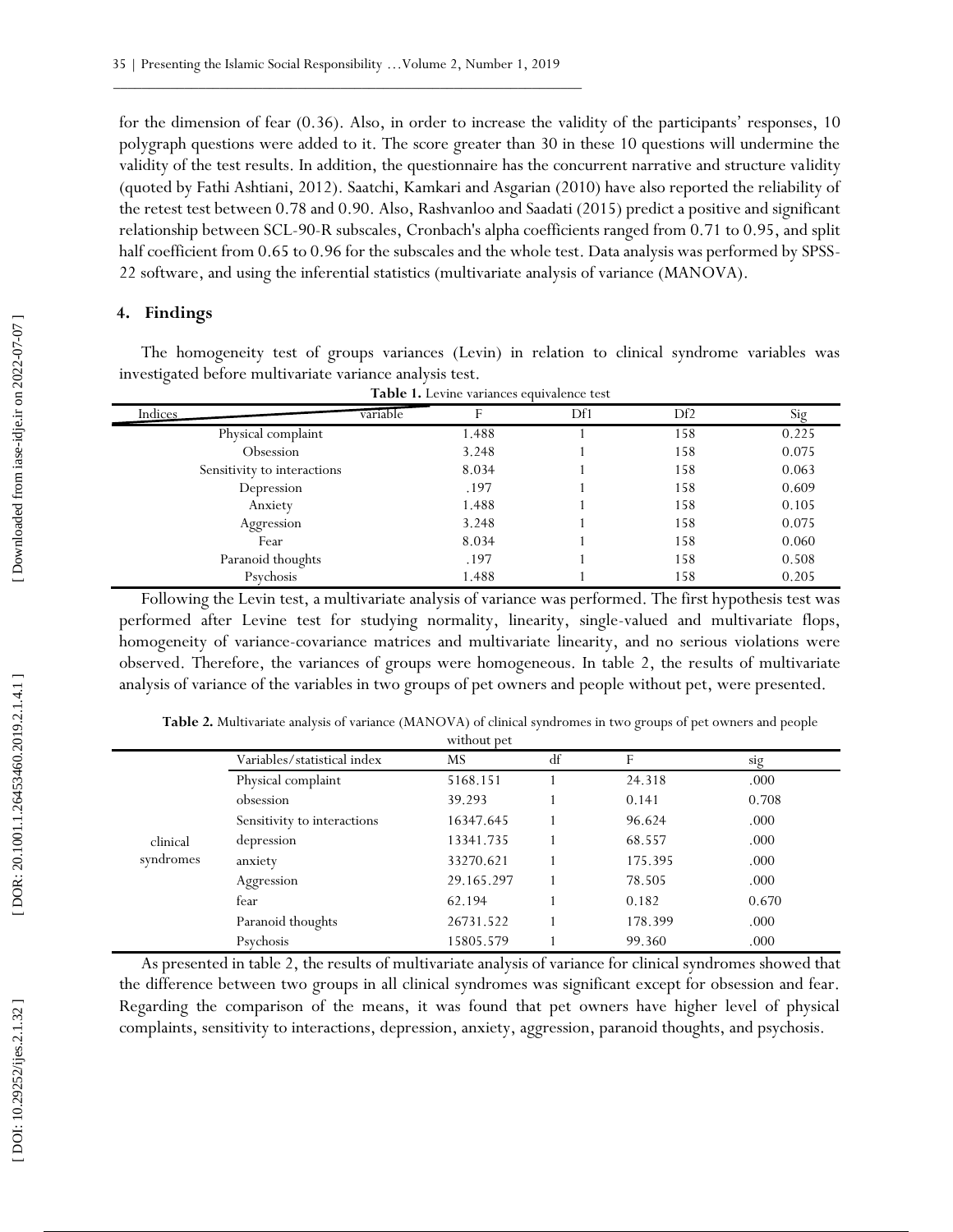for the dimension of fear (0.36). Also, in order to increase the validity of the participants' responses, 10 polygraph questions were added to it. The score greater than 30 in these 10 questions will undermine the validity of the test results. In addition, the questionnaire has the concurrent narrative and structure validity (quoted by Fathi Ashtiani, 2012). Saatchi, Kamkari and Asgarian (2010) have also reported the reliability of the retest test between 0.78 and 0.90. Also, Rashvanloo and Saadati (2015) predict a positive and significant relationship between SCL-90-R subscales, Cronbach's alpha coefficients ranged from 0.71 to 0.95, and split half coefficient from 0.65 to 0.96 for the subscales and the whole test. Data analysis was performed by SPSS-22 software, and using the inferential statistics (multivariate analysis of variance (MANOVA).

## 4. Findings

The homogeneity test of groups variances (Levin) in relation to clinical syndrome variables was investigated before multivariate variance analysis test.

**Table 1.** Levine variances equivalence test

| Indices / variable | F | Df1 | Df2 | Sig |
|---|---|---|---|---|
| Physical complaint | 1.488 | 1 | 158 | 0.225 |
| Obsession | 3.248 | 1 | 158 | 0.075 |
| Sensitivity to interactions | 8.034 | 1 | 158 | 0.063 |
| Depression | .197 | 1 | 158 | 0.609 |
| Anxiety | 1.488 | 1 | 158 | 0.105 |
| Aggression | 3.248 | 1 | 158 | 0.075 |
| Fear | 8.034 | 1 | 158 | 0.060 |
| Paranoid thoughts | .197 | 1 | 158 | 0.508 |
| Psychosis | 1.488 | 1 | 158 | 0.205 |

Following the Levin test, a multivariate analysis of variance was performed. The first hypothesis test was performed after Levine test for studying normality, linearity, single-valued and multivariate flops, homogeneity of variance-covariance matrices and multivariate linearity, and no serious violations were observed. Therefore, the variances of groups were homogeneous. In table 2, the results of multivariate analysis of variance of the variables in two groups of pet owners and people without pet, were presented.

**Table 2.** Multivariate analysis of variance (MANOVA) of clinical syndromes in two groups of pet owners and people without pet

| | Variables/statistical index | MS | df | F | sig |
|---|---|---|---|---|---|
| clinical syndromes | Physical complaint | 5168.151 | 1 | 24.318 | .000 |
| | obsession | 39.293 | 1 | 0.141 | 0.708 |
| | Sensitivity to interactions | 16347.645 | 1 | 96.624 | .000 |
| | depression | 13341.735 | 1 | 68.557 | .000 |
| | anxiety | 33270.621 | 1 | 175.395 | .000 |
| | Aggression | 29.165.297 | 1 | 78.505 | .000 |
| | fear | 62.194 | 1 | 0.182 | 0.670 |
| | Paranoid thoughts | 26731.522 | 1 | 178.399 | .000 |
| | Psychosis | 15805.579 | 1 | 99.360 | .000 |

As presented in table 2, the results of multivariate analysis of variance for clinical syndromes showed that the difference between two groups in all clinical syndromes was significant except for obsession and fear. Regarding the comparison of the means, it was found that pet owners have higher level of physical complaints, sensitivity to interactions, depression, anxiety, aggression, paranoid thoughts, and psychosis.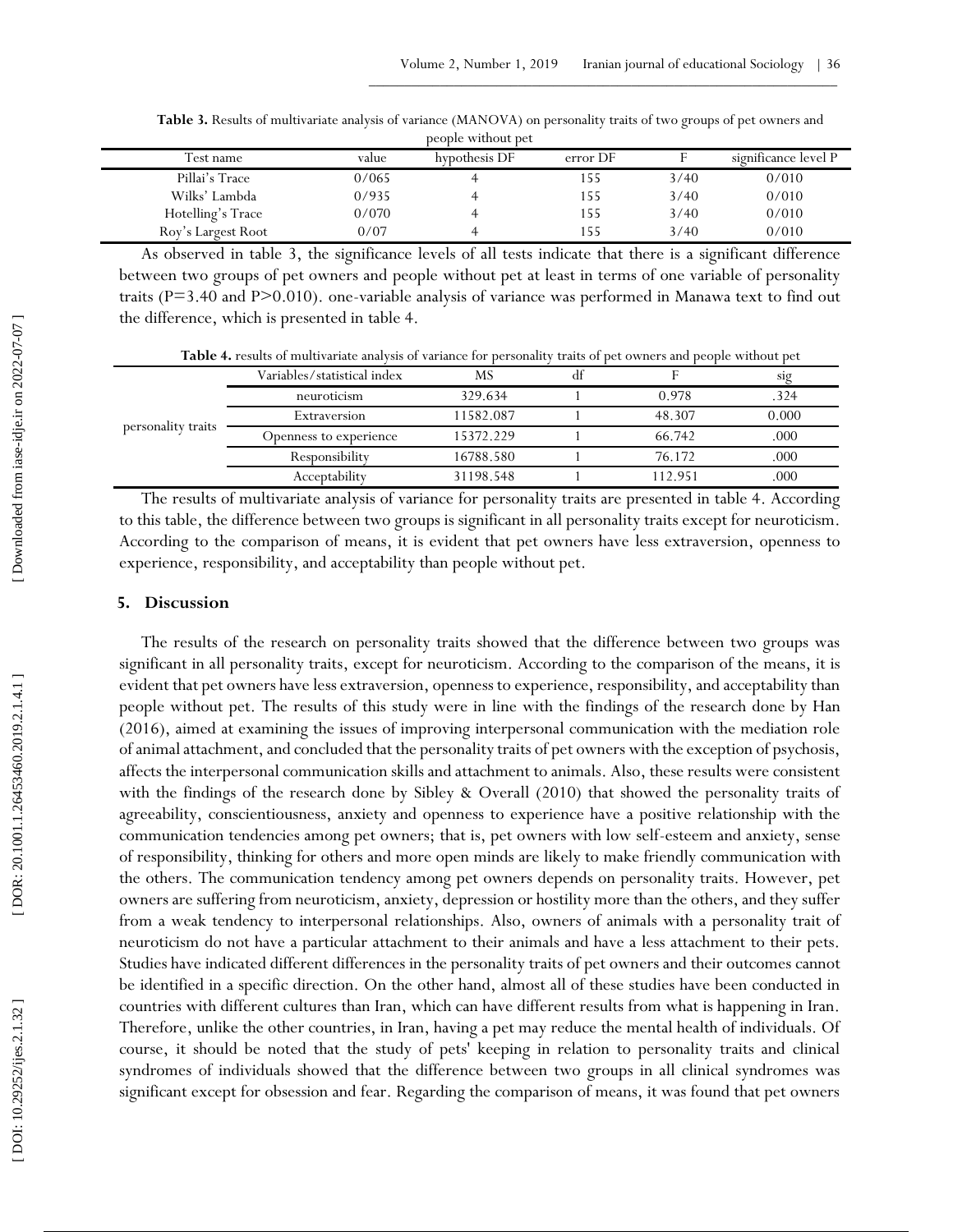**Table 3.** Results of multivariate analysis of variance (MANOVA) on personality traits of two groups of pet owners and people without pet

| Test name | value | hypothesis DF | error DF | F | significance level P |
|---|---|---|---|---|---|
| Pillai's Trace | 0/065 | 4 | 155 | 3/40 | 0/010 |
| Wilks' Lambda | 0/935 | 4 | 155 | 3/40 | 0/010 |
| Hotelling's Trace | 0/070 | 4 | 155 | 3/40 | 0/010 |
| Roy's Largest Root | 0/07 | 4 | 155 | 3/40 | 0/010 |

As observed in table 3, the significance levels of all tests indicate that there is a significant difference between two groups of pet owners and people without pet at least in terms of one variable of personality traits (P=3.40 and P>0.010). one-variable analysis of variance was performed in Manawa text to find out the difference, which is presented in table 4.

**Table 4.** results of multivariate analysis of variance for personality traits of pet owners and people without pet

| | Variables/statistical index | MS | df | F | sig |
|---|---|---|---|---|---|
| personality traits | neuroticism | 329.634 | 1 | 0.978 | .324 |
| | Extraversion | 11582.087 | 1 | 48.307 | 0.000 |
| | Openness to experience | 15372.229 | 1 | 66.742 | .000 |
| | Responsibility | 16788.580 | 1 | 76.172 | .000 |
| | Acceptability | 31198.548 | 1 | 112.951 | .000 |

The results of multivariate analysis of variance for personality traits are presented in table 4. According to this table, the difference between two groups is significant in all personality traits except for neuroticism. According to the comparison of means, it is evident that pet owners have less extraversion, openness to experience, responsibility, and acceptability than people without pet.

## 5. Discussion

The results of the research on personality traits showed that the difference between two groups was significant in all personality traits, except for neuroticism. According to the comparison of the means, it is evident that pet owners have less extraversion, openness to experience, responsibility, and acceptability than people without pet. The results of this study were in line with the findings of the research done by Han (2016), aimed at examining the issues of improving interpersonal communication with the mediation role of animal attachment, and concluded that the personality traits of pet owners with the exception of psychosis, affects the interpersonal communication skills and attachment to animals. Also, these results were consistent with the findings of the research done by Sibley & Overall (2010) that showed the personality traits of agreeability, conscientiousness, anxiety and openness to experience have a positive relationship with the communication tendencies among pet owners; that is, pet owners with low self-esteem and anxiety, sense of responsibility, thinking for others and more open minds are likely to make friendly communication with the others. The communication tendency among pet owners depends on personality traits. However, pet owners are suffering from neuroticism, anxiety, depression or hostility more than the others, and they suffer from a weak tendency to interpersonal relationships. Also, owners of animals with a personality trait of neuroticism do not have a particular attachment to their animals and have a less attachment to their pets. Studies have indicated different differences in the personality traits of pet owners and their outcomes cannot be identified in a specific direction. On the other hand, almost all of these studies have been conducted in countries with different cultures than Iran, which can have different results from what is happening in Iran. Therefore, unlike the other countries, in Iran, having a pet may reduce the mental health of individuals. Of course, it should be noted that the study of pets' keeping in relation to personality traits and clinical syndromes of individuals showed that the difference between two groups in all clinical syndromes was significant except for obsession and fear. Regarding the comparison of means, it was found that pet owners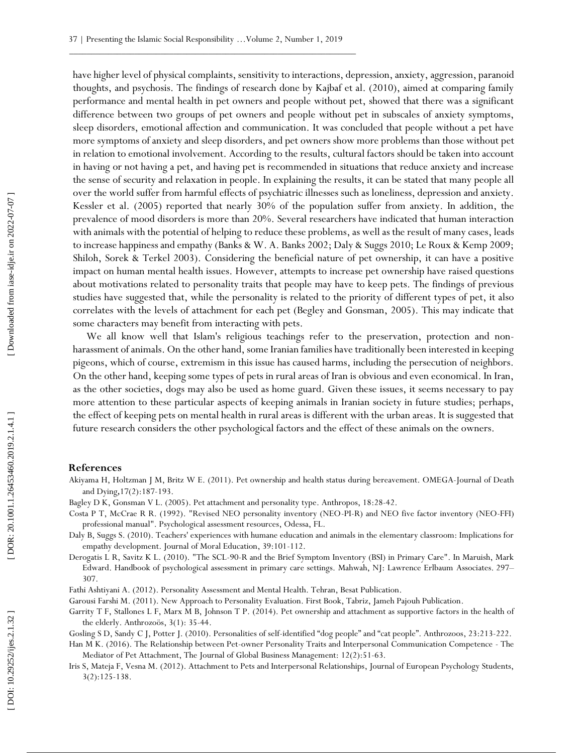have higher level of physical complaints, sensitivity to interactions, depression, anxiety, aggression, paranoid thoughts, and psychosis. The findings of research done by Kajbaf et al. (2010), aimed at comparing family performance and mental health in pet owners and people without pet, showed that there was a significant difference between two groups of pet owners and people without pet in subscales of anxiety symptoms, sleep disorders, emotional affection and communication. It was concluded that people without a pet have more symptoms of anxiety and sleep disorders, and pet owners show more problems than those without pet in relation to emotional involvement. According to the results, cultural factors should be taken into account in having or not having a pet, and having pet is recommended in situations that reduce anxiety and increase the sense of security and relaxation in people. In explaining the results, it can be stated that many people all over the world suffer from harmful effects of psychiatric illnesses such as loneliness, depression and anxiety. Kessler et al. (2005) reported that nearly 30% of the population suffer from anxiety. In addition, the prevalence of mood disorders is more than 20%. Several researchers have indicated that human interaction with animals with the potential of helping to reduce these problems, as well as the result of many cases, leads to increase happiness and empathy (Banks & W. A. Banks 2002; Daly & Suggs 2010; Le Roux & Kemp 2009; Shiloh, Sorek & Terkel 2003). Considering the beneficial nature of pet ownership, it can have a positive impact on human mental health issues. However, attempts to increase pet ownership have raised questions about motivations related to personality traits that people may have to keep pets. The findings of previous studies have suggested that, while the personality is related to the priority of different types of pet, it also correlates with the levels of attachment for each pet (Begley and Gonsman, 2005). This may indicate that some characters may benefit from interacting with pets.

We all know well that Islam's religious teachings refer to the preservation, protection and non-harassment of animals. On the other hand, some Iranian families have traditionally been interested in keeping pigeons, which of course, extremism in this issue has caused harms, including the persecution of neighbors. On the other hand, keeping some types of pets in rural areas of Iran is obvious and even economical. In Iran, as the other societies, dogs may also be used as home guard. Given these issues, it seems necessary to pay more attention to these particular aspects of keeping animals in Iranian society in future studies; perhaps, the effect of keeping pets on mental health in rural areas is different with the urban areas. It is suggested that future research considers the other psychological factors and the effect of these animals on the owners.

## References

Akiyama H, Holtzman J M, Britz W E. (2011). Pet ownership and health status during bereavement. OMEGA-Journal of Death and Dying,17(2):187-193.

Bagley D K, Gonsman V L. (2005). Pet attachment and personality type. Anthropos, 18:28-42.

Costa P T, McCrae R R. (1992). "Revised NEO personality inventory (NEO-PI-R) and NEO five factor inventory (NEO-FFI) professional manual". Psychological assessment resources, Odessa, FL.

Daly B, Suggs S. (2010). Teachers' experiences with humane education and animals in the elementary classroom: Implications for empathy development. Journal of Moral Education, 39:101-112.

Derogatis L R, Savitz K L. (2010). "The SCL-90-R and the Brief Symptom Inventory (BSI) in Primary Care". In Maruish, Mark Edward. Handbook of psychological assessment in primary care settings. Mahwah, NJ: Lawrence Erlbaum Associates. 297–307.

Fathi Ashtiyani A. (2012). Personality Assessment and Mental Health. Tehran, Besat Publication.

Garousi Farshi M. (2011). New Approach to Personality Evaluation. First Book, Tabriz, Jameh Pajouh Publication.

Garrity T F, Stallones L F, Marx M B, Johnson T P. (2014). Pet ownership and attachment as supportive factors in the health of the elderly. Anthrozoös, 3(1): 35-44.

Gosling S D, Sandy C J, Potter J. (2010). Personalities of self-identified "dog people" and "cat people". Anthrozoos, 23:213-222.

Han M K. (2016). The Relationship between Pet-owner Personality Traits and Interpersonal Communication Competence - The Mediator of Pet Attachment, The Journal of Global Business Management: 12(2):51-63.

Iris S, Mateja F, Vesna M. (2012). Attachment to Pets and Interpersonal Relationships, Journal of European Psychology Students, 3(2):125-138.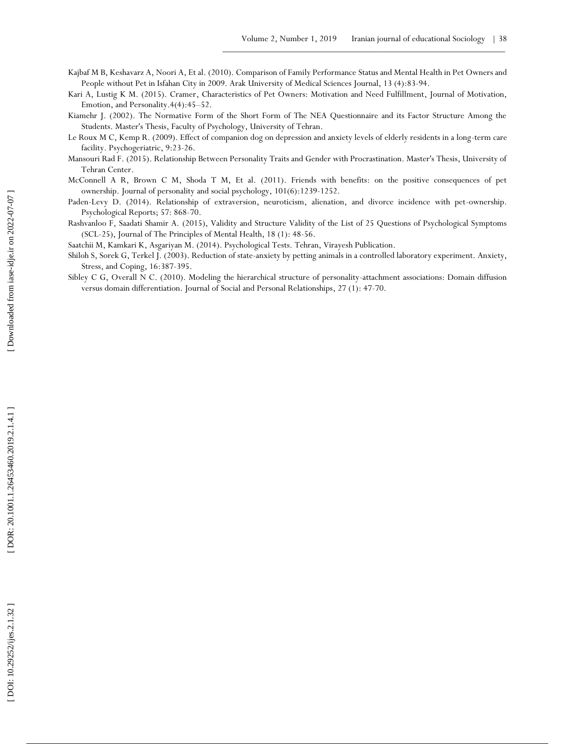Kajbaf M B, Keshavarz A, Noori A, Et al. (2010). Comparison of Family Performance Status and Mental Health in Pet Owners and People without Pet in Isfahan City in 2009. Arak University of Medical Sciences Journal, 13 (4):83-94.

Kari A, Lustig K M. (2015). Cramer, Characteristics of Pet Owners: Motivation and Need Fulfillment, Journal of Motivation, Emotion, and Personality.4(4):45–52.

Kiamehr J. (2002). The Normative Form of the Short Form of The NEA Questionnaire and its Factor Structure Among the Students. Master's Thesis, Faculty of Psychology, University of Tehran.

Le Roux M C, Kemp R. (2009). Effect of companion dog on depression and anxiety levels of elderly residents in a long-term care facility. Psychogeriatric, 9:23-26.

Mansouri Rad F. (2015). Relationship Between Personality Traits and Gender with Procrastination. Master's Thesis, University of Tehran Center.

McConnell A R, Brown C M, Shoda T M, Et al. (2011). Friends with benefits: on the positive consequences of pet ownership. Journal of personality and social psychology, 101(6):1239-1252.

Paden-Levy D. (2014). Relationship of extraversion, neuroticism, alienation, and divorce incidence with pet-ownership. Psychological Reports; 57: 868-70.

Rashvanloo F, Saadati Shamir A. (2015), Validity and Structure Validity of the List of 25 Questions of Psychological Symptoms (SCL-25), Journal of The Principles of Mental Health, 18 (1): 48-56.

Saatchii M, Kamkari K, Asgariyan M. (2014). Psychological Tests. Tehran, Virayesh Publication.

Shiloh S, Sorek G, Terkel J. (2003). Reduction of state-anxiety by petting animals in a controlled laboratory experiment. Anxiety, Stress, and Coping, 16:387-395.

Sibley C G, Overall N C. (2010). Modeling the hierarchical structure of personality-attachment associations: Domain diffusion versus domain differentiation. Journal of Social and Personal Relationships, 27 (1): 47-70.